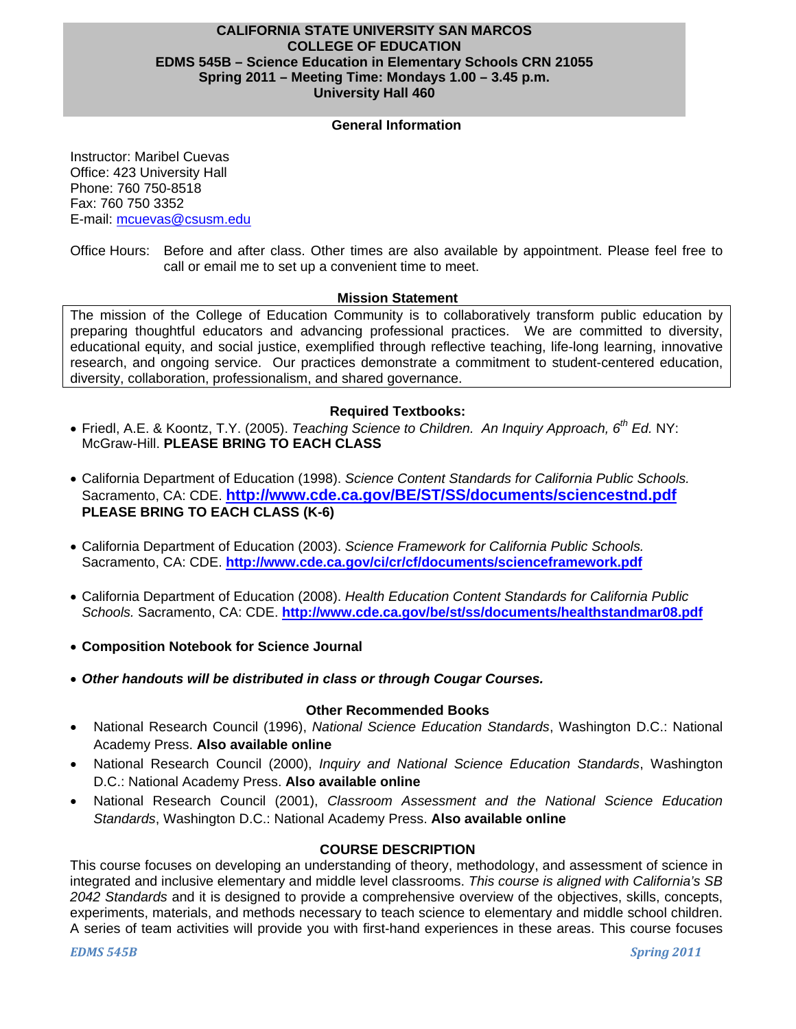**CALIFORNIA STATE UNIVERSITY SAN MARCOS**
**COLLEGE OF EDUCATION**
**EDMS 545B – Science Education in Elementary Schools CRN 21055**
**Spring 2011 – Meeting Time: Mondays 1.00 – 3.45 p.m.**
**University Hall 460**

## General Information

Instructor: Maribel Cuevas
Office: 423 University Hall
Phone: 760 750-8518
Fax: 760 750 3352
E-mail: mcuevas@csusm.edu

Office Hours: Before and after class. Other times are also available by appointment. Please feel free to call or email me to set up a convenient time to meet.

## Mission Statement

The mission of the College of Education Community is to collaboratively transform public education by preparing thoughtful educators and advancing professional practices. We are committed to diversity, educational equity, and social justice, exemplified through reflective teaching, life-long learning, innovative research, and ongoing service. Our practices demonstrate a commitment to student-centered education, diversity, collaboration, professionalism, and shared governance.

## Required Textbooks:

- Friedl, A.E. & Koontz, T.Y. (2005). *Teaching Science to Children. An Inquiry Approach, 6th Ed.* NY: McGraw-Hill. **PLEASE BRING TO EACH CLASS**
- California Department of Education (1998). *Science Content Standards for California Public Schools.* Sacramento, CA: CDE. **http://www.cde.ca.gov/BE/ST/SS/documents/sciencestnd.pdf** **PLEASE BRING TO EACH CLASS (K-6)**
- California Department of Education (2003). *Science Framework for California Public Schools.* Sacramento, CA: CDE. **http://www.cde.ca.gov/ci/cr/cf/documents/scienceframework.pdf**
- California Department of Education (2008). *Health Education Content Standards for California Public Schools.* Sacramento, CA: CDE. **http://www.cde.ca.gov/be/st/ss/documents/healthstandmar08.pdf**
- **Composition Notebook for Science Journal**
- ***Other handouts will be distributed in class or through Cougar Courses.***

## Other Recommended Books

- National Research Council (1996), *National Science Education Standards*, Washington D.C.: National Academy Press. **Also available online**
- National Research Council (2000), *Inquiry and National Science Education Standards*, Washington D.C.: National Academy Press. **Also available online**
- National Research Council (2001), *Classroom Assessment and the National Science Education Standards*, Washington D.C.: National Academy Press. **Also available online**

## COURSE DESCRIPTION

This course focuses on developing an understanding of theory, methodology, and assessment of science in integrated and inclusive elementary and middle level classrooms. *This course is aligned with California's SB 2042 Standards* and it is designed to provide a comprehensive overview of the objectives, skills, concepts, experiments, materials, and methods necessary to teach science to elementary and middle school children. A series of team activities will provide you with first-hand experiences in these areas. This course focuses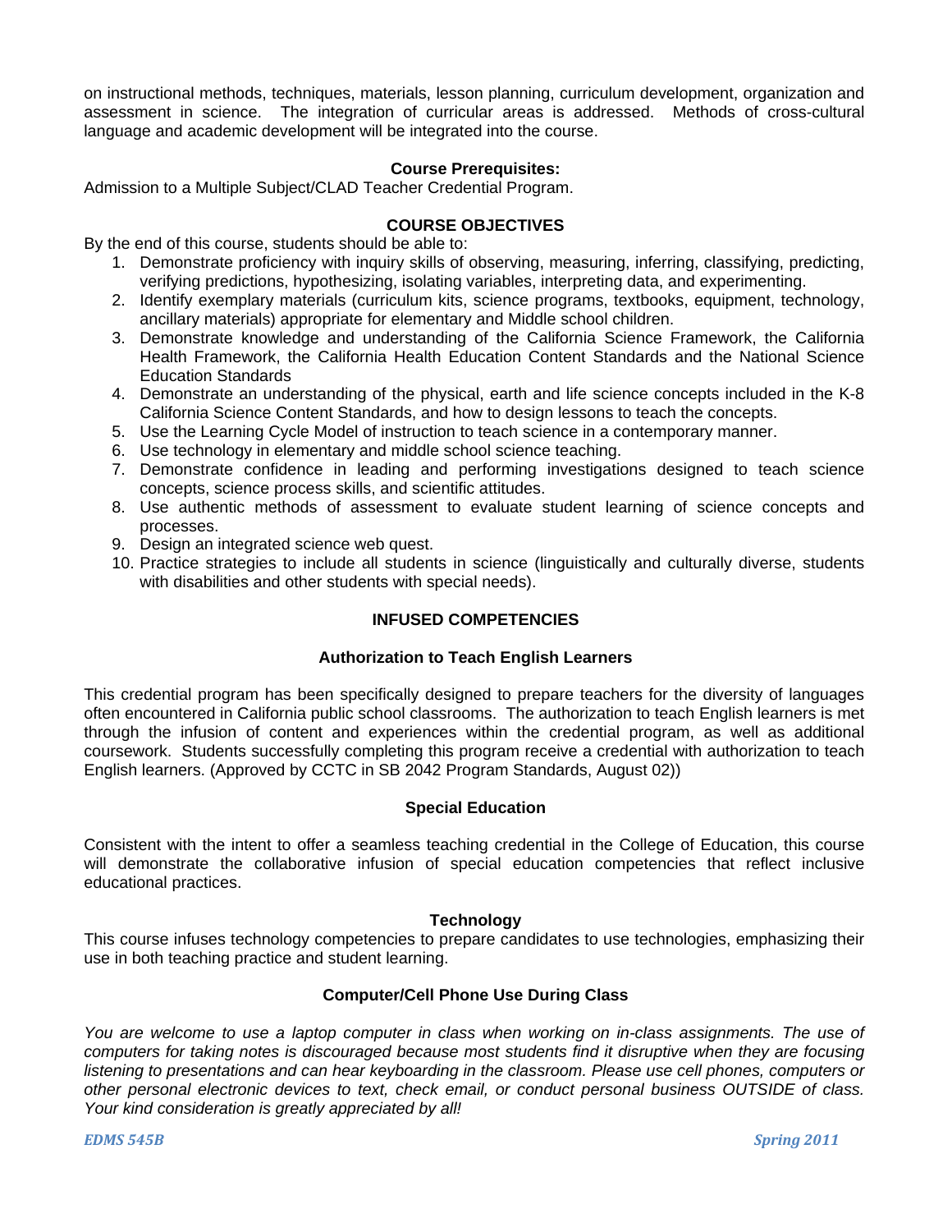on instructional methods, techniques, materials, lesson planning, curriculum development, organization and assessment in science. The integration of curricular areas is addressed. Methods of cross-cultural language and academic development will be integrated into the course.

**Course Prerequisites:**

Admission to a Multiple Subject/CLAD Teacher Credential Program.

## COURSE OBJECTIVES

By the end of this course, students should be able to:

1. Demonstrate proficiency with inquiry skills of observing, measuring, inferring, classifying, predicting, verifying predictions, hypothesizing, isolating variables, interpreting data, and experimenting.
2. Identify exemplary materials (curriculum kits, science programs, textbooks, equipment, technology, ancillary materials) appropriate for elementary and Middle school children.
3. Demonstrate knowledge and understanding of the California Science Framework, the California Health Framework, the California Health Education Content Standards and the National Science Education Standards
4. Demonstrate an understanding of the physical, earth and life science concepts included in the K-8 California Science Content Standards, and how to design lessons to teach the concepts.
5. Use the Learning Cycle Model of instruction to teach science in a contemporary manner.
6. Use technology in elementary and middle school science teaching.
7. Demonstrate confidence in leading and performing investigations designed to teach science concepts, science process skills, and scientific attitudes.
8. Use authentic methods of assessment to evaluate student learning of science concepts and processes.
9. Design an integrated science web quest.
10. Practice strategies to include all students in science (linguistically and culturally diverse, students with disabilities and other students with special needs).

## INFUSED COMPETENCIES

### Authorization to Teach English Learners

This credential program has been specifically designed to prepare teachers for the diversity of languages often encountered in California public school classrooms. The authorization to teach English learners is met through the infusion of content and experiences within the credential program, as well as additional coursework. Students successfully completing this program receive a credential with authorization to teach English learners. (Approved by CCTC in SB 2042 Program Standards, August 02))

### Special Education

Consistent with the intent to offer a seamless teaching credential in the College of Education, this course will demonstrate the collaborative infusion of special education competencies that reflect inclusive educational practices.

### Technology

This course infuses technology competencies to prepare candidates to use technologies, emphasizing their use in both teaching practice and student learning.

### Computer/Cell Phone Use During Class

*You are welcome to use a laptop computer in class when working on in-class assignments. The use of computers for taking notes is discouraged because most students find it disruptive when they are focusing listening to presentations and can hear keyboarding in the classroom. Please use cell phones, computers or other personal electronic devices to text, check email, or conduct personal business OUTSIDE of class. Your kind consideration is greatly appreciated by all!*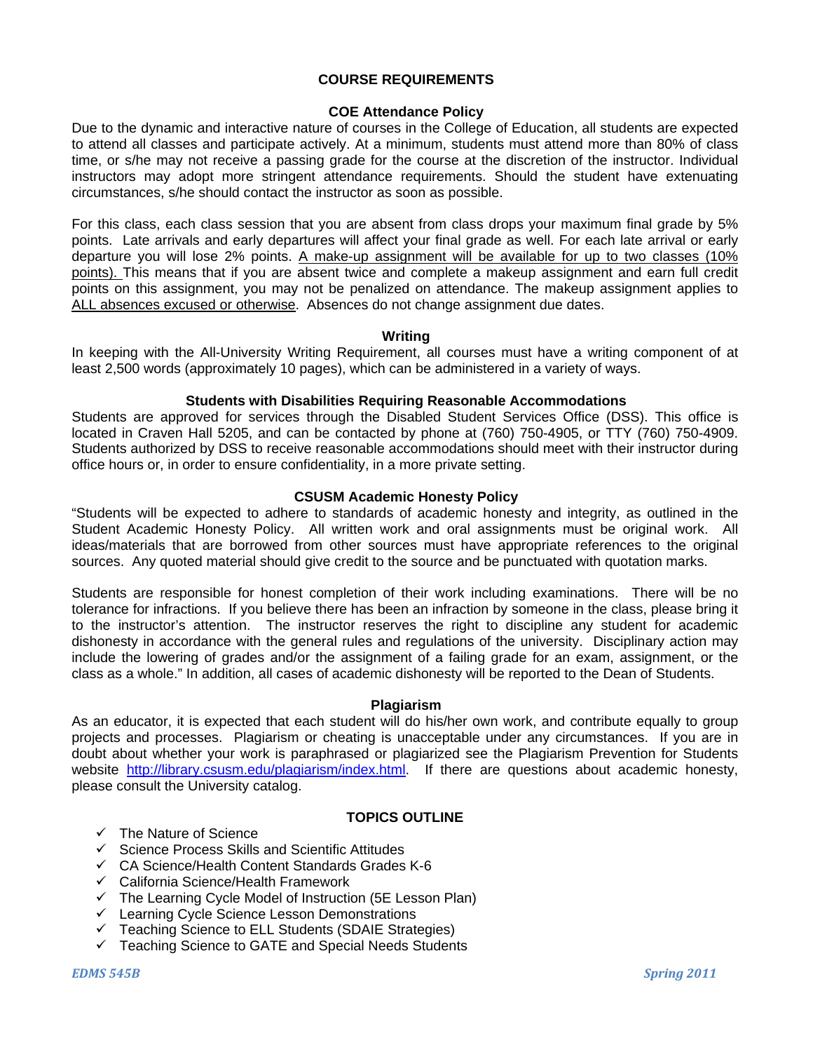## COURSE REQUIREMENTS

### COE Attendance Policy

Due to the dynamic and interactive nature of courses in the College of Education, all students are expected to attend all classes and participate actively. At a minimum, students must attend more than 80% of class time, or s/he may not receive a passing grade for the course at the discretion of the instructor. Individual instructors may adopt more stringent attendance requirements. Should the student have extenuating circumstances, s/he should contact the instructor as soon as possible.

For this class, each class session that you are absent from class drops your maximum final grade by 5% points. Late arrivals and early departures will affect your final grade as well. For each late arrival or early departure you will lose 2% points. <u>A make-up assignment will be available for up to two classes (10% points).</u> This means that if you are absent twice and complete a makeup assignment and earn full credit points on this assignment, you may not be penalized on attendance. The makeup assignment applies to <u>ALL absences excused or otherwise</u>. Absences do not change assignment due dates.

### Writing

In keeping with the All-University Writing Requirement, all courses must have a writing component of at least 2,500 words (approximately 10 pages), which can be administered in a variety of ways.

### Students with Disabilities Requiring Reasonable Accommodations

Students are approved for services through the Disabled Student Services Office (DSS). This office is located in Craven Hall 5205, and can be contacted by phone at (760) 750-4905, or TTY (760) 750-4909. Students authorized by DSS to receive reasonable accommodations should meet with their instructor during office hours or, in order to ensure confidentiality, in a more private setting.

### CSUSM Academic Honesty Policy

"Students will be expected to adhere to standards of academic honesty and integrity, as outlined in the Student Academic Honesty Policy. All written work and oral assignments must be original work. All ideas/materials that are borrowed from other sources must have appropriate references to the original sources. Any quoted material should give credit to the source and be punctuated with quotation marks.

Students are responsible for honest completion of their work including examinations. There will be no tolerance for infractions. If you believe there has been an infraction by someone in the class, please bring it to the instructor's attention. The instructor reserves the right to discipline any student for academic dishonesty in accordance with the general rules and regulations of the university. Disciplinary action may include the lowering of grades and/or the assignment of a failing grade for an exam, assignment, or the class as a whole." In addition, all cases of academic dishonesty will be reported to the Dean of Students.

### Plagiarism

As an educator, it is expected that each student will do his/her own work, and contribute equally to group projects and processes. Plagiarism or cheating is unacceptable under any circumstances. If you are in doubt about whether your work is paraphrased or plagiarized see the Plagiarism Prevention for Students website http://library.csusm.edu/plagiarism/index.html. If there are questions about academic honesty, please consult the University catalog.

## TOPICS OUTLINE

- ✓ The Nature of Science
- ✓ Science Process Skills and Scientific Attitudes
- ✓ CA Science/Health Content Standards Grades K-6
- ✓ California Science/Health Framework
- ✓ The Learning Cycle Model of Instruction (5E Lesson Plan)
- ✓ Learning Cycle Science Lesson Demonstrations
- ✓ Teaching Science to ELL Students (SDAIE Strategies)
- ✓ Teaching Science to GATE and Special Needs Students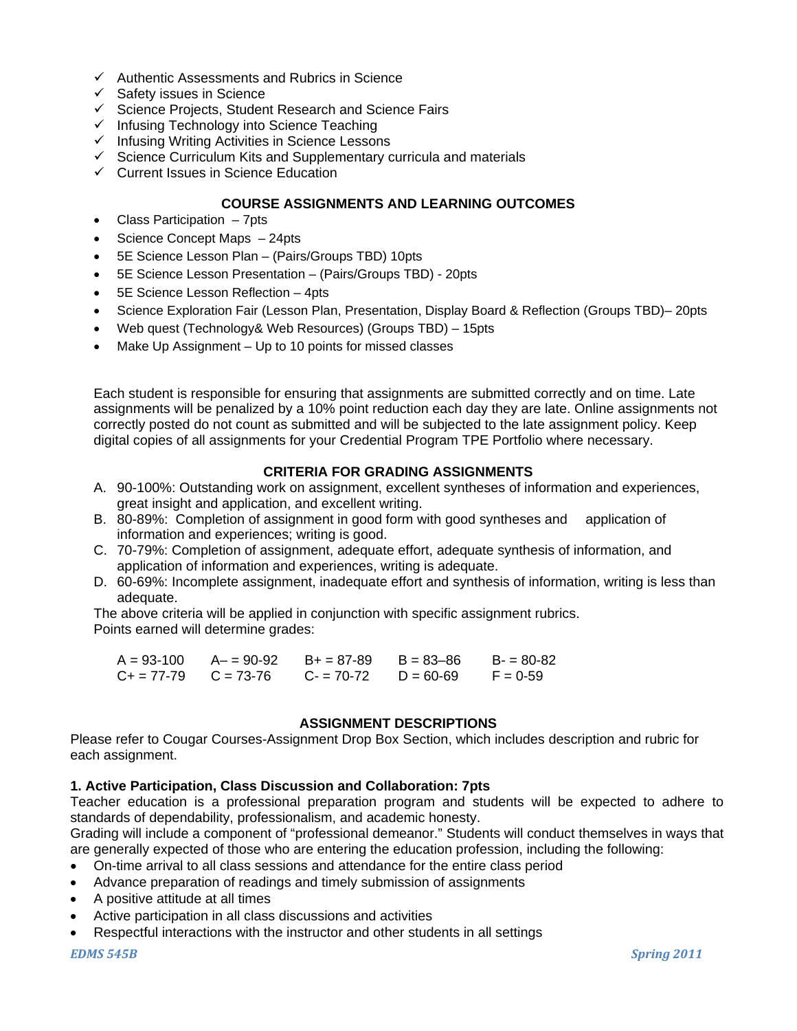- ✓ Authentic Assessments and Rubrics in Science
- ✓ Safety issues in Science
- ✓ Science Projects, Student Research and Science Fairs
- ✓ Infusing Technology into Science Teaching
- ✓ Infusing Writing Activities in Science Lessons
- ✓ Science Curriculum Kits and Supplementary curricula and materials
- ✓ Current Issues in Science Education

**COURSE ASSIGNMENTS AND LEARNING OUTCOMES**

- Class Participation – 7pts
- Science Concept Maps – 24pts
- 5E Science Lesson Plan – (Pairs/Groups TBD) 10pts
- 5E Science Lesson Presentation – (Pairs/Groups TBD) - 20pts
- 5E Science Lesson Reflection – 4pts
- Science Exploration Fair (Lesson Plan, Presentation, Display Board & Reflection (Groups TBD)– 20pts
- Web quest (Technology& Web Resources) (Groups TBD) – 15pts
- Make Up Assignment – Up to 10 points for missed classes

Each student is responsible for ensuring that assignments are submitted correctly and on time. Late assignments will be penalized by a 10% point reduction each day they are late. Online assignments not correctly posted do not count as submitted and will be subjected to the late assignment policy. Keep digital copies of all assignments for your Credential Program TPE Portfolio where necessary.

**CRITERIA FOR GRADING ASSIGNMENTS**

A. 90-100%: Outstanding work on assignment, excellent syntheses of information and experiences, great insight and application, and excellent writing.
B. 80-89%: Completion of assignment in good form with good syntheses and application of information and experiences; writing is good.
C. 70-79%: Completion of assignment, adequate effort, adequate synthesis of information, and application of information and experiences, writing is adequate.
D. 60-69%: Incomplete assignment, inadequate effort and synthesis of information, writing is less than adequate.

The above criteria will be applied in conjunction with specific assignment rubrics.
Points earned will determine grades:

| | | | | |
|---|---|---|---|---|
| A = 93-100 | A– = 90-92 | B+ = 87-89 | B = 83–86 | B- = 80-82 |
| C+ = 77-79 | C = 73-76 | C- = 70-72 | D = 60-69 | F = 0-59 |

**ASSIGNMENT DESCRIPTIONS**

Please refer to Cougar Courses-Assignment Drop Box Section, which includes description and rubric for each assignment.

**1. Active Participation, Class Discussion and Collaboration: 7pts**

Teacher education is a professional preparation program and students will be expected to adhere to standards of dependability, professionalism, and academic honesty.
Grading will include a component of "professional demeanor." Students will conduct themselves in ways that are generally expected of those who are entering the education profession, including the following:

- On-time arrival to all class sessions and attendance for the entire class period
- Advance preparation of readings and timely submission of assignments
- A positive attitude at all times
- Active participation in all class discussions and activities
- Respectful interactions with the instructor and other students in all settings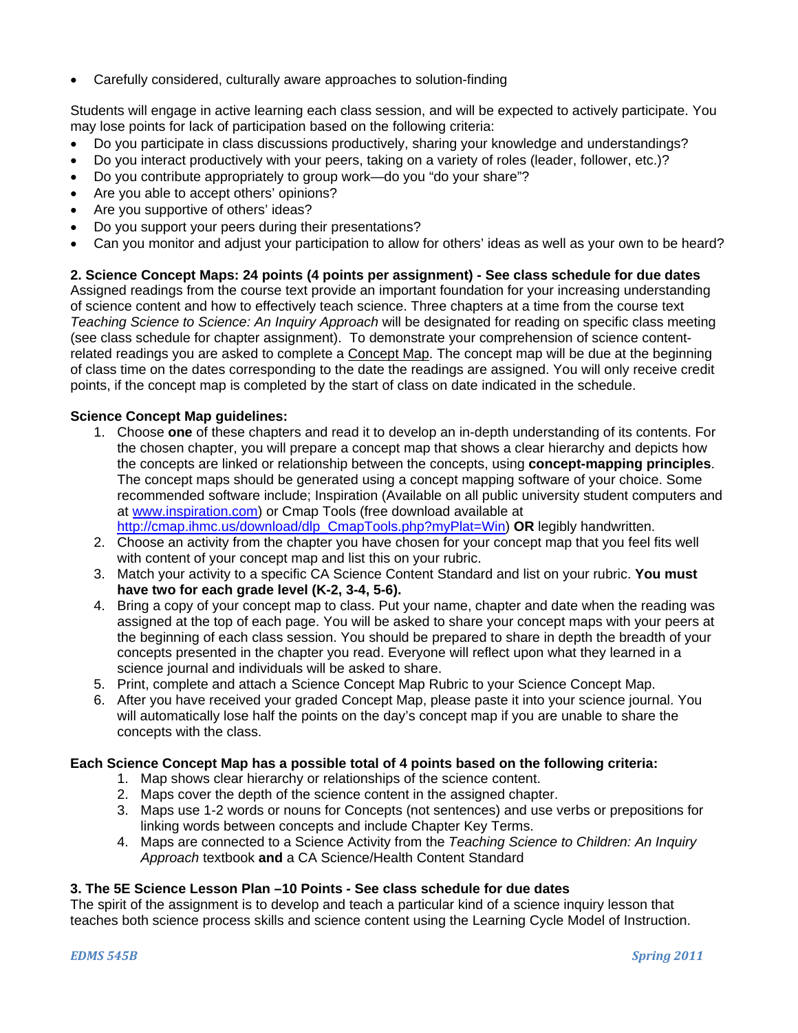- Carefully considered, culturally aware approaches to solution-finding

Students will engage in active learning each class session, and will be expected to actively participate. You may lose points for lack of participation based on the following criteria:

- Do you participate in class discussions productively, sharing your knowledge and understandings?
- Do you interact productively with your peers, taking on a variety of roles (leader, follower, etc.)?
- Do you contribute appropriately to group work—do you "do your share"?
- Are you able to accept others' opinions?
- Are you supportive of others' ideas?
- Do you support your peers during their presentations?
- Can you monitor and adjust your participation to allow for others' ideas as well as your own to be heard?

**2. Science Concept Maps: 24 points (4 points per assignment) - See class schedule for due dates**

Assigned readings from the course text provide an important foundation for your increasing understanding of science content and how to effectively teach science. Three chapters at a time from the course text *Teaching Science to Science: An Inquiry Approach* will be designated for reading on specific class meeting (see class schedule for chapter assignment). To demonstrate your comprehension of science content-related readings you are asked to complete a Concept Map. The concept map will be due at the beginning of class time on the dates corresponding to the date the readings are assigned. You will only receive credit points, if the concept map is completed by the start of class on date indicated in the schedule.

**Science Concept Map guidelines:**

1. Choose **one** of these chapters and read it to develop an in-depth understanding of its contents. For the chosen chapter, you will prepare a concept map that shows a clear hierarchy and depicts how the concepts are linked or relationship between the concepts, using **concept-mapping principles**. The concept maps should be generated using a concept mapping software of your choice. Some recommended software include; Inspiration (Available on all public university student computers and at [www.inspiration.com](www.inspiration.com)) or Cmap Tools (free download available at [http://cmap.ihmc.us/download/dlp_CmapTools.php?myPlat=Win](http://cmap.ihmc.us/download/dlp_CmapTools.php?myPlat=Win)) **OR** legibly handwritten.
2. Choose an activity from the chapter you have chosen for your concept map that you feel fits well with content of your concept map and list this on your rubric.
3. Match your activity to a specific CA Science Content Standard and list on your rubric. **You must have two for each grade level (K-2, 3-4, 5-6).**
4. Bring a copy of your concept map to class. Put your name, chapter and date when the reading was assigned at the top of each page. You will be asked to share your concept maps with your peers at the beginning of each class session. You should be prepared to share in depth the breadth of your concepts presented in the chapter you read. Everyone will reflect upon what they learned in a science journal and individuals will be asked to share.
5. Print, complete and attach a Science Concept Map Rubric to your Science Concept Map.
6. After you have received your graded Concept Map, please paste it into your science journal. You will automatically lose half the points on the day's concept map if you are unable to share the concepts with the class.

**Each Science Concept Map has a possible total of 4 points based on the following criteria:**

1. Map shows clear hierarchy or relationships of the science content.
2. Maps cover the depth of the science content in the assigned chapter.
3. Maps use 1-2 words or nouns for Concepts (not sentences) and use verbs or prepositions for linking words between concepts and include Chapter Key Terms.
4. Maps are connected to a Science Activity from the *Teaching Science to Children: An Inquiry Approach* textbook **and** a CA Science/Health Content Standard

**3. The 5E Science Lesson Plan –10 Points - See class schedule for due dates**

The spirit of the assignment is to develop and teach a particular kind of a science inquiry lesson that teaches both science process skills and science content using the Learning Cycle Model of Instruction.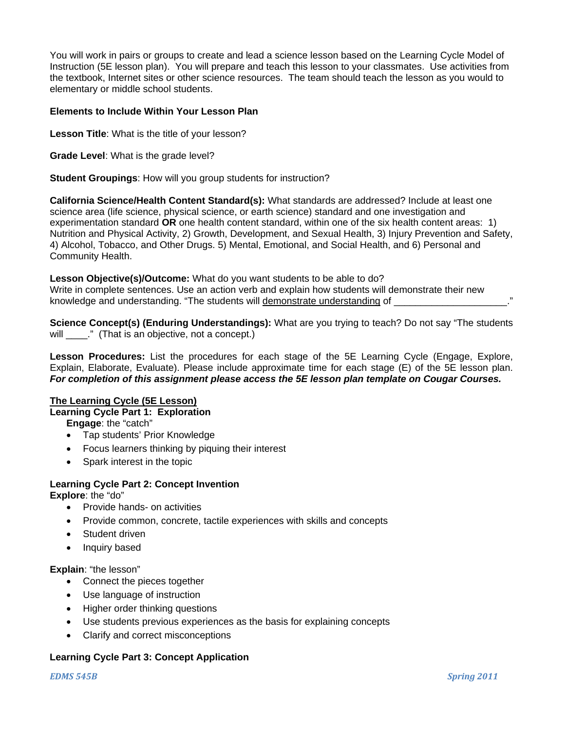You will work in pairs or groups to create and lead a science lesson based on the Learning Cycle Model of Instruction (5E lesson plan). You will prepare and teach this lesson to your classmates. Use activities from the textbook, Internet sites or other science resources. The team should teach the lesson as you would to elementary or middle school students.

**Elements to Include Within Your Lesson Plan**

**Lesson Title**: What is the title of your lesson?

**Grade Level**: What is the grade level?

**Student Groupings**: How will you group students for instruction?

**California Science/Health Content Standard(s):** What standards are addressed? Include at least one science area (life science, physical science, or earth science) standard and one investigation and experimentation standard **OR** one health content standard, within one of the six health content areas: 1) Nutrition and Physical Activity, 2) Growth, Development, and Sexual Health, 3) Injury Prevention and Safety, 4) Alcohol, Tobacco, and Other Drugs. 5) Mental, Emotional, and Social Health, and 6) Personal and Community Health.

**Lesson Objective(s)/Outcome:** What do you want students to be able to do?
Write in complete sentences. Use an action verb and explain how students will demonstrate their new knowledge and understanding. "The students will <u>demonstrate understanding</u> of ____________________."

**Science Concept(s) (Enduring Understandings):** What are you trying to teach? Do not say "The students will ____." (That is an objective, not a concept.)

**Lesson Procedures:** List the procedures for each stage of the 5E Learning Cycle (Engage, Explore, Explain, Elaborate, Evaluate). Please include approximate time for each stage (E) of the 5E lesson plan. ***For completion of this assignment please access the 5E lesson plan template on Cougar Courses.***

**<u>The Learning Cycle (5E Lesson)</u>**

**Learning Cycle Part 1: Exploration**

**Engage**: the "catch"

- Tap students' Prior Knowledge
- Focus learners thinking by piquing their interest
- Spark interest in the topic

**Learning Cycle Part 2: Concept Invention**

**Explore**: the "do"

- Provide hands- on activities
- Provide common, concrete, tactile experiences with skills and concepts
- Student driven
- Inquiry based

**Explain**: "the lesson"

- Connect the pieces together
- Use language of instruction
- Higher order thinking questions
- Use students previous experiences as the basis for explaining concepts
- Clarify and correct misconceptions

**Learning Cycle Part 3: Concept Application**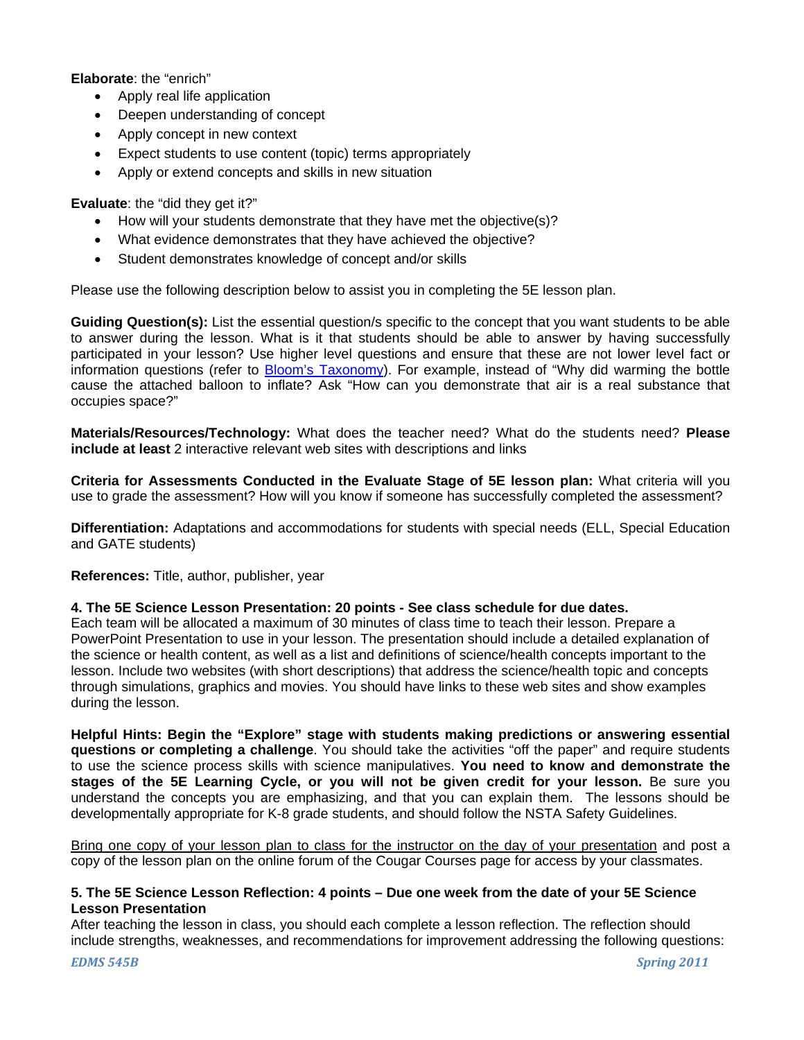**Elaborate**: the "enrich"

- Apply real life application
- Deepen understanding of concept
- Apply concept in new context
- Expect students to use content (topic) terms appropriately
- Apply or extend concepts and skills in new situation

**Evaluate**: the "did they get it?"

- How will your students demonstrate that they have met the objective(s)?
- What evidence demonstrates that they have achieved the objective?
- Student demonstrates knowledge of concept and/or skills

Please use the following description below to assist you in completing the 5E lesson plan.

**Guiding Question(s):** List the essential question/s specific to the concept that you want students to be able to answer during the lesson. What is it that students should be able to answer by having successfully participated in your lesson? Use higher level questions and ensure that these are not lower level fact or information questions (refer to Bloom's Taxonomy). For example, instead of "Why did warming the bottle cause the attached balloon to inflate? Ask "How can you demonstrate that air is a real substance that occupies space?"

**Materials/Resources/Technology:** What does the teacher need? What do the students need? **Please include at least** 2 interactive relevant web sites with descriptions and links

**Criteria for Assessments Conducted in the Evaluate Stage of 5E lesson plan:** What criteria will you use to grade the assessment? How will you know if someone has successfully completed the assessment?

**Differentiation:** Adaptations and accommodations for students with special needs (ELL, Special Education and GATE students)

**References:** Title, author, publisher, year

**4. The 5E Science Lesson Presentation: 20 points - See class schedule for due dates.**

Each team will be allocated a maximum of 30 minutes of class time to teach their lesson. Prepare a PowerPoint Presentation to use in your lesson. The presentation should include a detailed explanation of the science or health content, as well as a list and definitions of science/health concepts important to the lesson. Include two websites (with short descriptions) that address the science/health topic and concepts through simulations, graphics and movies. You should have links to these web sites and show examples during the lesson.

**Helpful Hints: Begin the "Explore" stage with students making predictions or answering essential questions or completing a challenge**. You should take the activities "off the paper" and require students to use the science process skills with science manipulatives. **You need to know and demonstrate the stages of the 5E Learning Cycle, or you will not be given credit for your lesson.** Be sure you understand the concepts you are emphasizing, and that you can explain them. The lessons should be developmentally appropriate for K-8 grade students, and should follow the NSTA Safety Guidelines.

Bring one copy of your lesson plan to class for the instructor on the day of your presentation and post a copy of the lesson plan on the online forum of the Cougar Courses page for access by your classmates.

**5. The 5E Science Lesson Reflection: 4 points – Due one week from the date of your 5E Science Lesson Presentation**

After teaching the lesson in class, you should each complete a lesson reflection. The reflection should include strengths, weaknesses, and recommendations for improvement addressing the following questions: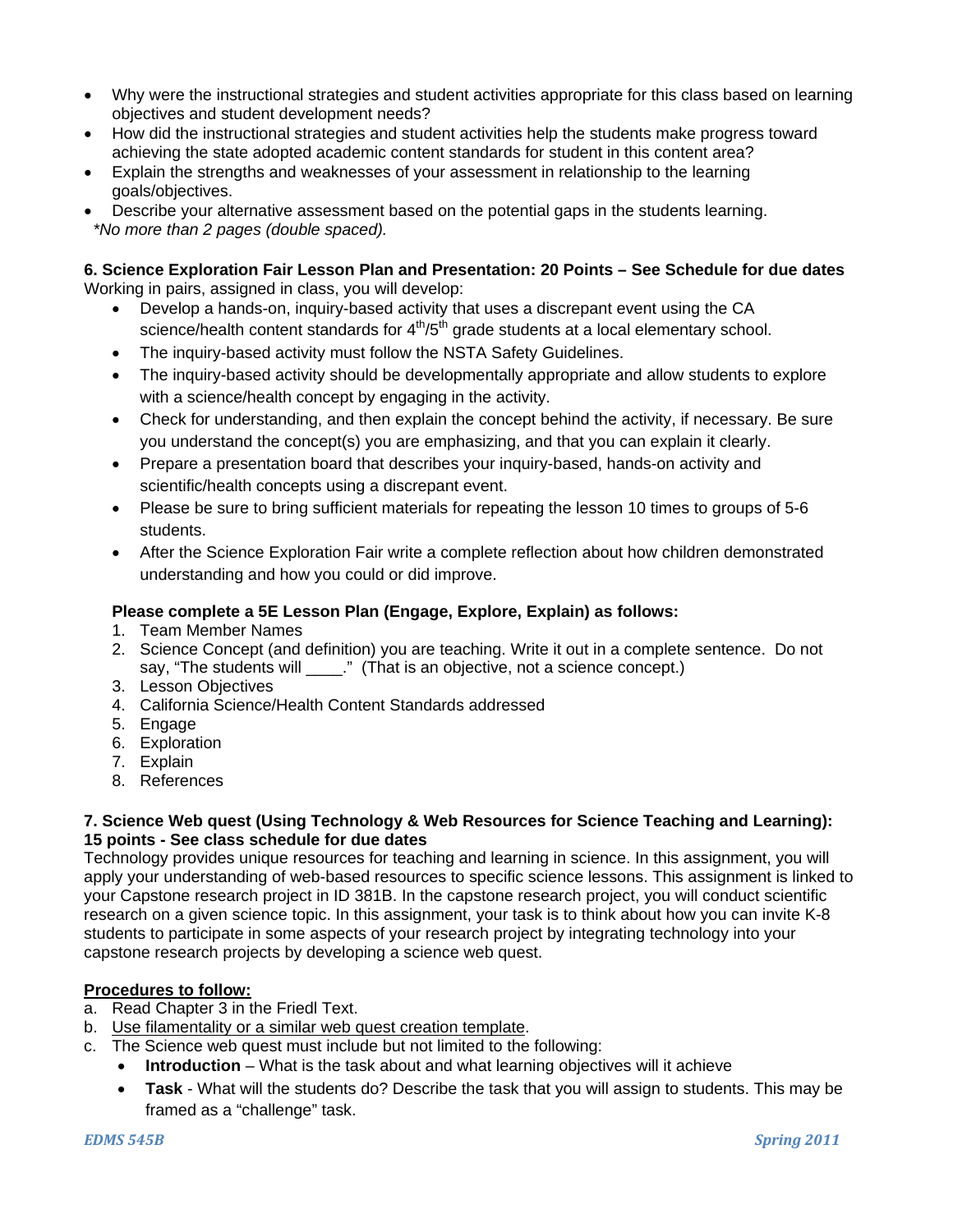- Why were the instructional strategies and student activities appropriate for this class based on learning objectives and student development needs?
- How did the instructional strategies and student activities help the students make progress toward achieving the state adopted academic content standards for student in this content area?
- Explain the strengths and weaknesses of your assessment in relationship to the learning goals/objectives.
- Describe your alternative assessment based on the potential gaps in the students learning.

*\*No more than 2 pages (double spaced).*

**6. Science Exploration Fair Lesson Plan and Presentation: 20 Points – See Schedule for due dates**

Working in pairs, assigned in class, you will develop:

- Develop a hands-on, inquiry-based activity that uses a discrepant event using the CA science/health content standards for $4^{th}$/$5^{th}$ grade students at a local elementary school.
- The inquiry-based activity must follow the NSTA Safety Guidelines.
- The inquiry-based activity should be developmentally appropriate and allow students to explore with a science/health concept by engaging in the activity.
- Check for understanding, and then explain the concept behind the activity, if necessary. Be sure you understand the concept(s) you are emphasizing, and that you can explain it clearly.
- Prepare a presentation board that describes your inquiry-based, hands-on activity and scientific/health concepts using a discrepant event.
- Please be sure to bring sufficient materials for repeating the lesson 10 times to groups of 5-6 students.
- After the Science Exploration Fair write a complete reflection about how children demonstrated understanding and how you could or did improve.

**Please complete a 5E Lesson Plan (Engage, Explore, Explain) as follows:**

1. Team Member Names
2. Science Concept (and definition) you are teaching. Write it out in a complete sentence. Do not say, "The students will ____." (That is an objective, not a science concept.)
3. Lesson Objectives
4. California Science/Health Content Standards addressed
5. Engage
6. Exploration
7. Explain
8. References

**7. Science Web quest (Using Technology & Web Resources for Science Teaching and Learning): 15 points - See class schedule for due dates**

Technology provides unique resources for teaching and learning in science. In this assignment, you will apply your understanding of web-based resources to specific science lessons. This assignment is linked to your Capstone research project in ID 381B. In the capstone research project, you will conduct scientific research on a given science topic. In this assignment, your task is to think about how you can invite K-8 students to participate in some aspects of your research project by integrating technology into your capstone research projects by developing a science web quest.

**Procedures to follow:**

a. Read Chapter 3 in the Friedl Text.
b. Use filamentality or a similar web quest creation template.
c. The Science web quest must include but not limited to the following:
   - **Introduction** – What is the task about and what learning objectives will it achieve
   - **Task** - What will the students do? Describe the task that you will assign to students. This may be framed as a "challenge" task.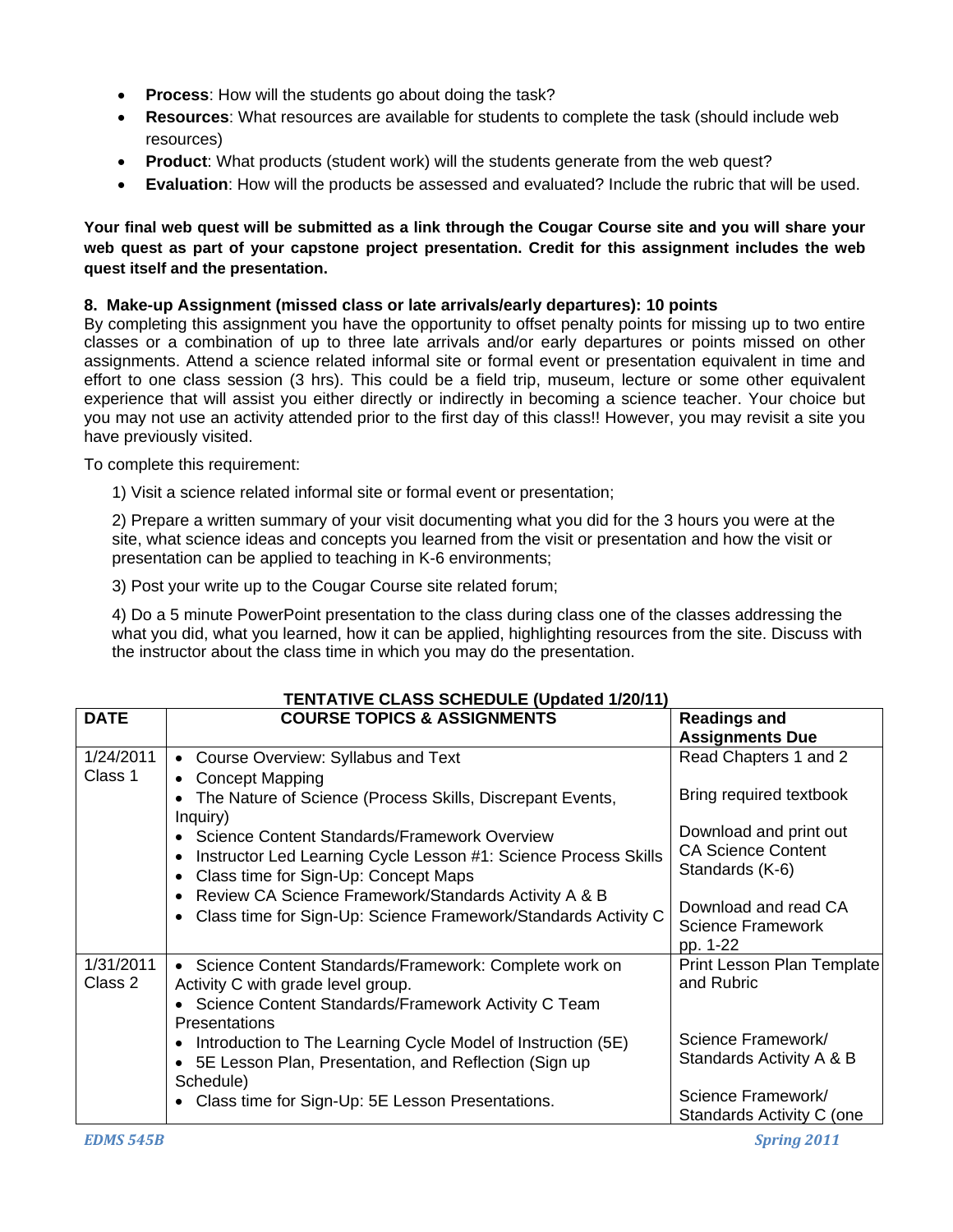- **Process**: How will the students go about doing the task?
- **Resources**: What resources are available for students to complete the task (should include web resources)
- **Product**: What products (student work) will the students generate from the web quest?
- **Evaluation**: How will the products be assessed and evaluated? Include the rubric that will be used.

**Your final web quest will be submitted as a link through the Cougar Course site and you will share your web quest as part of your capstone project presentation. Credit for this assignment includes the web quest itself and the presentation.**

**8. Make-up Assignment (missed class or late arrivals/early departures): 10 points**

By completing this assignment you have the opportunity to offset penalty points for missing up to two entire classes or a combination of up to three late arrivals and/or early departures or points missed on other assignments. Attend a science related informal site or formal event or presentation equivalent in time and effort to one class session (3 hrs). This could be a field trip, museum, lecture or some other equivalent experience that will assist you either directly or indirectly in becoming a science teacher. Your choice but you may not use an activity attended prior to the first day of this class!! However, you may revisit a site you have previously visited.

To complete this requirement:

1) Visit a science related informal site or formal event or presentation;

2) Prepare a written summary of your visit documenting what you did for the 3 hours you were at the site, what science ideas and concepts you learned from the visit or presentation and how the visit or presentation can be applied to teaching in K-6 environments;

3) Post your write up to the Cougar Course site related forum;

4) Do a 5 minute PowerPoint presentation to the class during class one of the classes addressing the what you did, what you learned, how it can be applied, highlighting resources from the site. Discuss with the instructor about the class time in which you may do the presentation.

**TENTATIVE CLASS SCHEDULE (Updated 1/20/11)**

| **DATE** | **COURSE TOPICS & ASSIGNMENTS** | **Readings and Assignments Due** |
|---|---|---|
| 1/24/2011 Class 1 | • Course Overview: Syllabus and Text<br>• Concept Mapping<br>• The Nature of Science (Process Skills, Discrepant Events, Inquiry)<br>• Science Content Standards/Framework Overview<br>• Instructor Led Learning Cycle Lesson #1: Science Process Skills<br>• Class time for Sign-Up: Concept Maps<br>• Review CA Science Framework/Standards Activity A & B<br>• Class time for Sign-Up: Science Framework/Standards Activity C | Read Chapters 1 and 2<br><br>Bring required textbook<br><br>Download and print out CA Science Content Standards (K-6)<br><br>Download and read CA Science Framework pp. 1-22 |
| 1/31/2011 Class 2 | • Science Content Standards/Framework: Complete work on Activity C with grade level group.<br>• Science Content Standards/Framework Activity C Team Presentations<br>• Introduction to The Learning Cycle Model of Instruction (5E)<br>• 5E Lesson Plan, Presentation, and Reflection (Sign up Schedule)<br>• Class time for Sign-Up: 5E Lesson Presentations. | Print Lesson Plan Template and Rubric<br><br>Science Framework/ Standards Activity A & B<br><br>Science Framework/ Standards Activity C (one |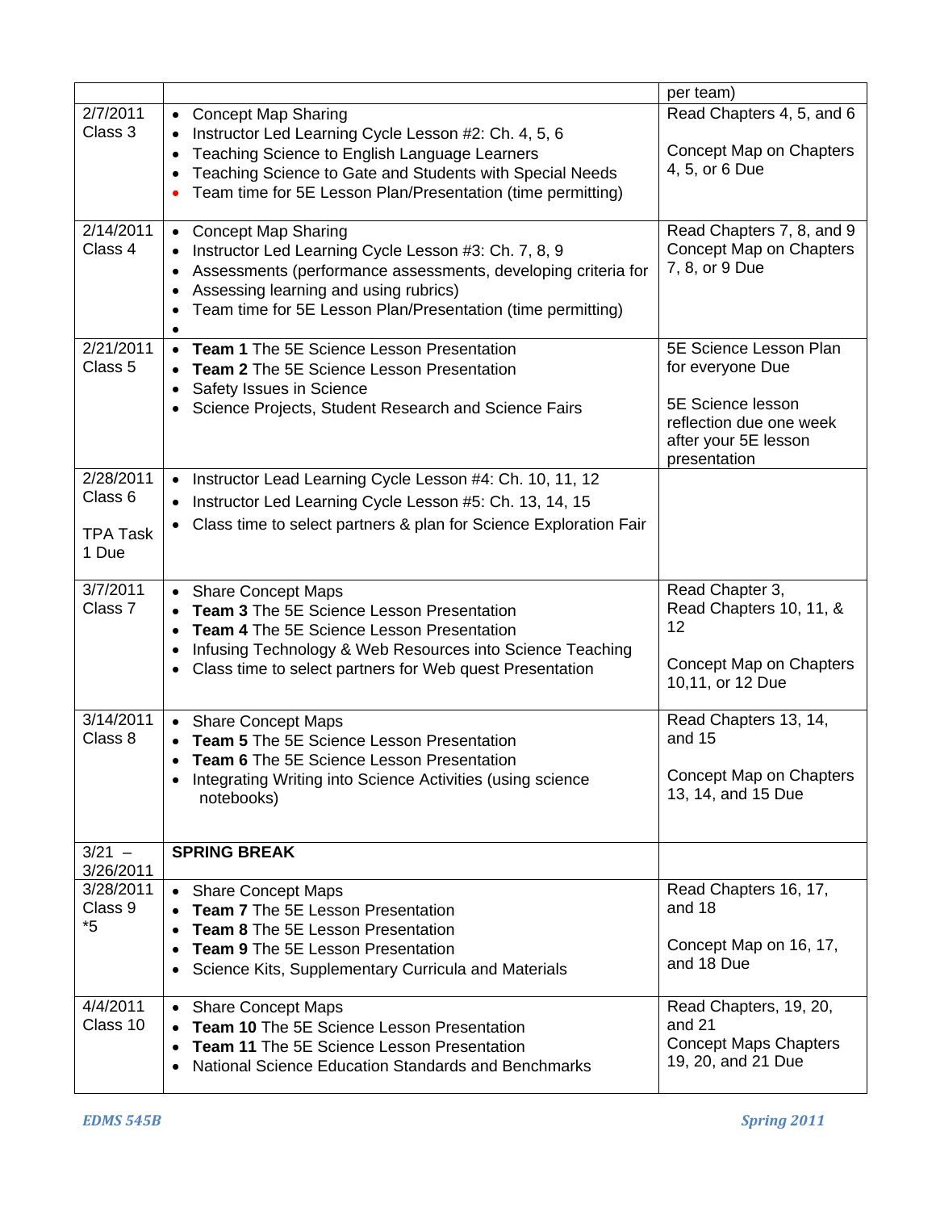| | | per team) |
|---|---|---|
| 2/7/2011<br>Class 3 | • Concept Map Sharing<br>• Instructor Led Learning Cycle Lesson #2: Ch. 4, 5, 6<br>• Teaching Science to English Language Learners<br>• Teaching Science to Gate and Students with Special Needs<br>• Team time for 5E Lesson Plan/Presentation (time permitting) | Read Chapters 4, 5, and 6<br><br>Concept Map on Chapters 4, 5, or 6 Due |
| 2/14/2011<br>Class 4 | • Concept Map Sharing<br>• Instructor Led Learning Cycle Lesson #3: Ch. 7, 8, 9<br>• Assessments (performance assessments, developing criteria for<br>• Assessing learning and using rubrics)<br>• Team time for 5E Lesson Plan/Presentation (time permitting)<br>• | Read Chapters 7, 8, and 9<br>Concept Map on Chapters 7, 8, or 9 Due |
| 2/21/2011<br>Class 5 | • **Team 1** The 5E Science Lesson Presentation<br>• **Team 2** The 5E Science Lesson Presentation<br>• Safety Issues in Science<br>• Science Projects, Student Research and Science Fairs | 5E Science Lesson Plan for everyone Due<br><br>5E Science lesson reflection due one week after your 5E lesson presentation |
| 2/28/2011<br>Class 6<br><br>TPA Task 1 Due | • Instructor Lead Learning Cycle Lesson #4: Ch. 10, 11, 12<br>• Instructor Led Learning Cycle Lesson #5: Ch. 13, 14, 15<br>• Class time to select partners & plan for Science Exploration Fair | |
| 3/7/2011<br>Class 7 | • Share Concept Maps<br>• **Team 3** The 5E Science Lesson Presentation<br>• **Team 4** The 5E Science Lesson Presentation<br>• Infusing Technology & Web Resources into Science Teaching<br>• Class time to select partners for Web quest Presentation | Read Chapter 3,<br>Read Chapters 10, 11, & 12<br><br>Concept Map on Chapters 10,11, or 12 Due |
| 3/14/2011<br>Class 8 | • Share Concept Maps<br>• **Team 5** The 5E Science Lesson Presentation<br>• **Team 6** The 5E Science Lesson Presentation<br>• Integrating Writing into Science Activities (using science notebooks) | Read Chapters 13, 14, and 15<br><br>Concept Map on Chapters 13, 14, and 15 Due |
| 3/21 – 3/26/2011 | **SPRING BREAK** | |
| 3/28/2011<br>Class 9<br>*5 | • Share Concept Maps<br>• **Team 7** The 5E Lesson Presentation<br>• **Team 8** The 5E Lesson Presentation<br>• **Team 9** The 5E Lesson Presentation<br>• Science Kits, Supplementary Curricula and Materials | Read Chapters 16, 17, and 18<br><br>Concept Map on 16, 17, and 18 Due |
| 4/4/2011<br>Class 10 | • Share Concept Maps<br>• **Team 10** The 5E Science Lesson Presentation<br>• **Team 11** The 5E Science Lesson Presentation<br>• National Science Education Standards and Benchmarks | Read Chapters, 19, 20, and 21<br>Concept Maps Chapters 19, 20, and 21 Due |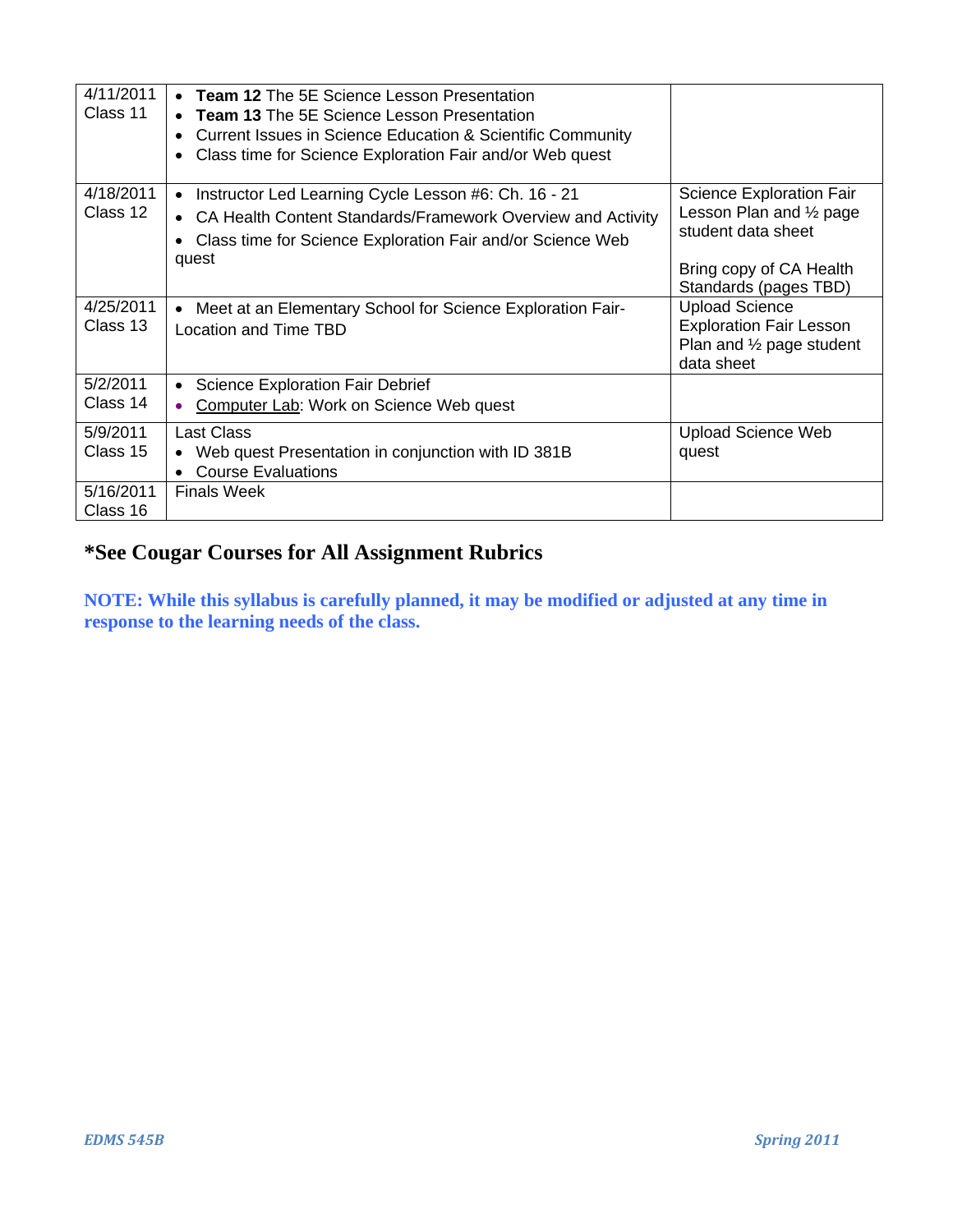| | | |
|---|---|---|
| 4/11/2011<br>Class 11 | • **Team 12** The 5E Science Lesson Presentation<br>• **Team 13** The 5E Science Lesson Presentation<br>• Current Issues in Science Education & Scientific Community<br>• Class time for Science Exploration Fair and/or Web quest | |
| 4/18/2011<br>Class 12 | • Instructor Led Learning Cycle Lesson #6: Ch. 16 - 21<br>• CA Health Content Standards/Framework Overview and Activity<br>• Class time for Science Exploration Fair and/or Science Web quest | Science Exploration Fair Lesson Plan and ½ page student data sheet<br><br>Bring copy of CA Health Standards (pages TBD) |
| 4/25/2011<br>Class 13 | • Meet at an Elementary School for Science Exploration Fair- Location and Time TBD | Upload Science Exploration Fair Lesson Plan and ½ page student data sheet |
| 5/2/2011<br>Class 14 | • Science Exploration Fair Debrief<br>• Computer Lab: Work on Science Web quest | |
| 5/9/2011<br>Class 15 | Last Class<br>• Web quest Presentation in conjunction with ID 381B<br>• Course Evaluations | Upload Science Web quest |
| 5/16/2011<br>Class 16 | Finals Week | |

## *See Cougar Courses for All Assignment Rubrics

**NOTE: While this syllabus is carefully planned, it may be modified or adjusted at any time in response to the learning needs of the class.**